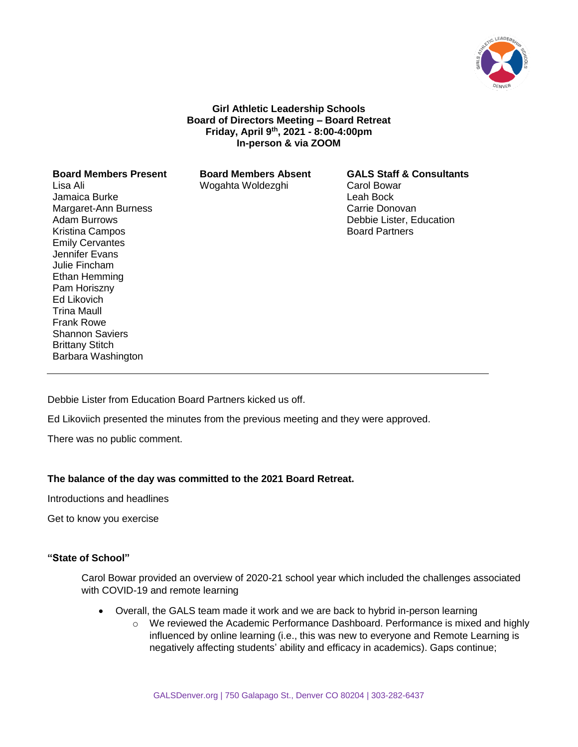**Girl Athletic Leadership Schools**
**Board of Directors Meeting – Board Retreat**
**Friday, April 9th, 2021 - 8:00-4:00pm**
**In-person & via ZOOM**

| **Board Members Present** | **Board Members Absent** | **GALS Staff & Consultants** |
|---|---|---|
| Lisa Ali | Wogahta Woldezghi | Carol Bowar |
| Jamaica Burke | | Leah Bock |
| Margaret-Ann Burness | | Carrie Donovan |
| Adam Burrows | | Debbie Lister, Education Board Partners |
| Kristina Campos | | |
| Emily Cervantes | | |
| Jennifer Evans | | |
| Julie Fincham | | |
| Ethan Hemming | | |
| Pam Horiszny | | |
| Ed Likovich | | |
| Trina Maull | | |
| Frank Rowe | | |
| Shannon Saviers | | |
| Brittany Stitch | | |
| Barbara Washington | | |

---

Debbie Lister from Education Board Partners kicked us off.

Ed Likoviich presented the minutes from the previous meeting and they were approved.

There was no public comment.

**The balance of the day was committed to the 2021 Board Retreat.**

Introductions and headlines

Get to know you exercise

**"State of School"**

Carol Bowar provided an overview of 2020-21 school year which included the challenges associated with COVID-19 and remote learning

- Overall, the GALS team made it work and we are back to hybrid in-person learning
  - We reviewed the Academic Performance Dashboard. Performance is mixed and highly influenced by online learning (i.e., this was new to everyone and Remote Learning is negatively affecting students' ability and efficacy in academics). Gaps continue;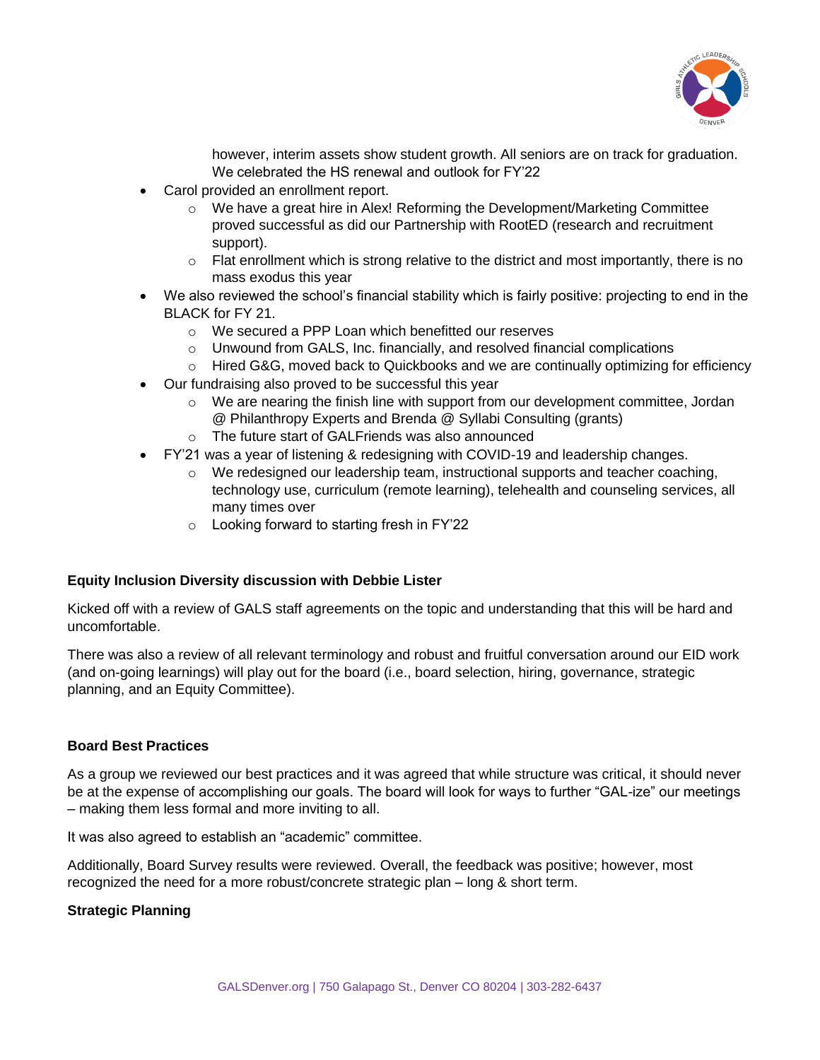however, interim assets show student growth. All seniors are on track for graduation. We celebrated the HS renewal and outlook for FY'22

- Carol provided an enrollment report.
  - We have a great hire in Alex! Reforming the Development/Marketing Committee proved successful as did our Partnership with RootED (research and recruitment support).
  - Flat enrollment which is strong relative to the district and most importantly, there is no mass exodus this year
- We also reviewed the school's financial stability which is fairly positive: projecting to end in the BLACK for FY 21.
  - We secured a PPP Loan which benefitted our reserves
  - Unwound from GALS, Inc. financially, and resolved financial complications
  - Hired G&G, moved back to Quickbooks and we are continually optimizing for efficiency
- Our fundraising also proved to be successful this year
  - We are nearing the finish line with support from our development committee, Jordan @ Philanthropy Experts and Brenda @ Syllabi Consulting (grants)
  - The future start of GALFriends was also announced
- FY'21 was a year of listening & redesigning with COVID-19 and leadership changes.
  - We redesigned our leadership team, instructional supports and teacher coaching, technology use, curriculum (remote learning), telehealth and counseling services, all many times over
  - Looking forward to starting fresh in FY'22

**Equity Inclusion Diversity discussion with Debbie Lister**

Kicked off with a review of GALS staff agreements on the topic and understanding that this will be hard and uncomfortable.

There was also a review of all relevant terminology and robust and fruitful conversation around our EID work (and on-going learnings) will play out for the board (i.e., board selection, hiring, governance, strategic planning, and an Equity Committee).

**Board Best Practices**

As a group we reviewed our best practices and it was agreed that while structure was critical, it should never be at the expense of accomplishing our goals. The board will look for ways to further "GAL-ize" our meetings – making them less formal and more inviting to all.

It was also agreed to establish an "academic" committee.

Additionally, Board Survey results were reviewed. Overall, the feedback was positive; however, most recognized the need for a more robust/concrete strategic plan – long & short term.

**Strategic Planning**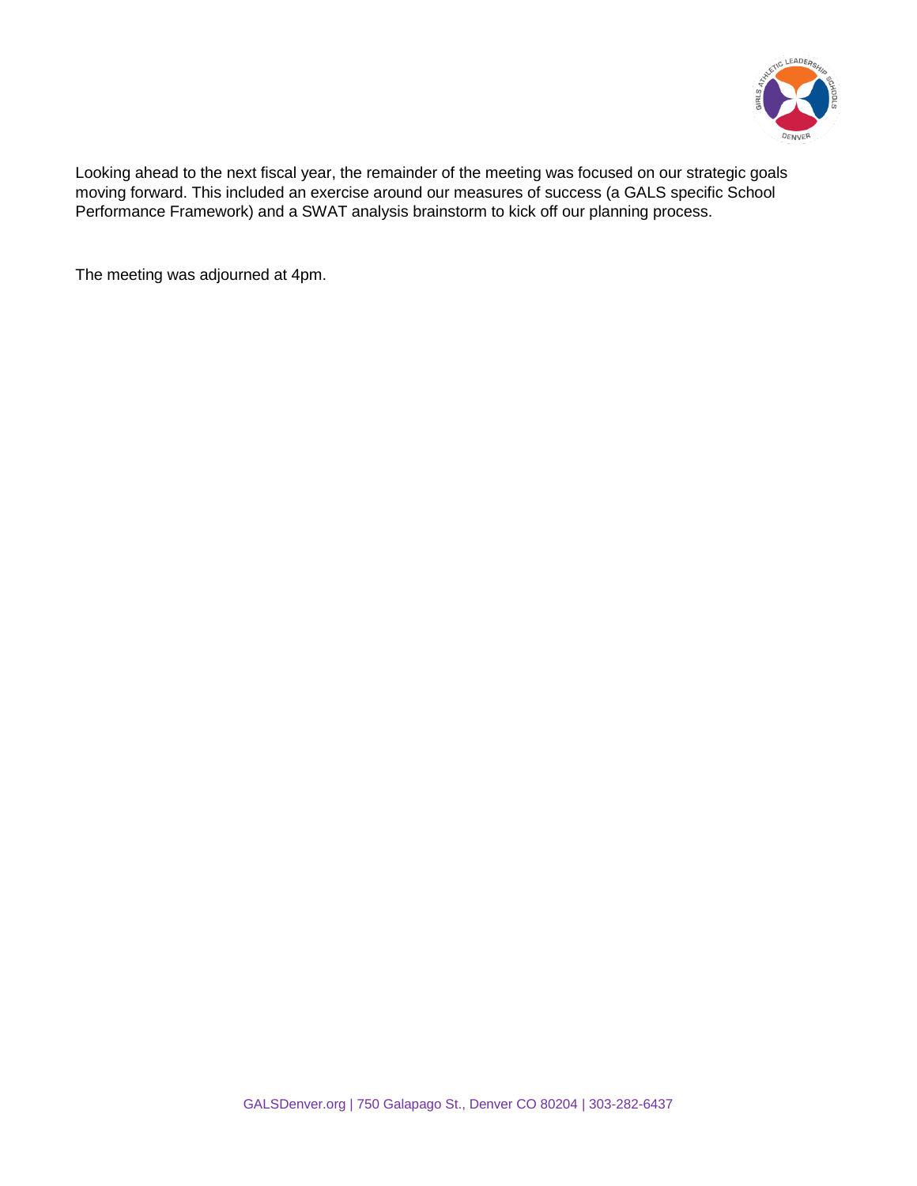Looking ahead to the next fiscal year, the remainder of the meeting was focused on our strategic goals moving forward. This included an exercise around our measures of success (a GALS specific School Performance Framework) and a SWAT analysis brainstorm to kick off our planning process.

The meeting was adjourned at 4pm.